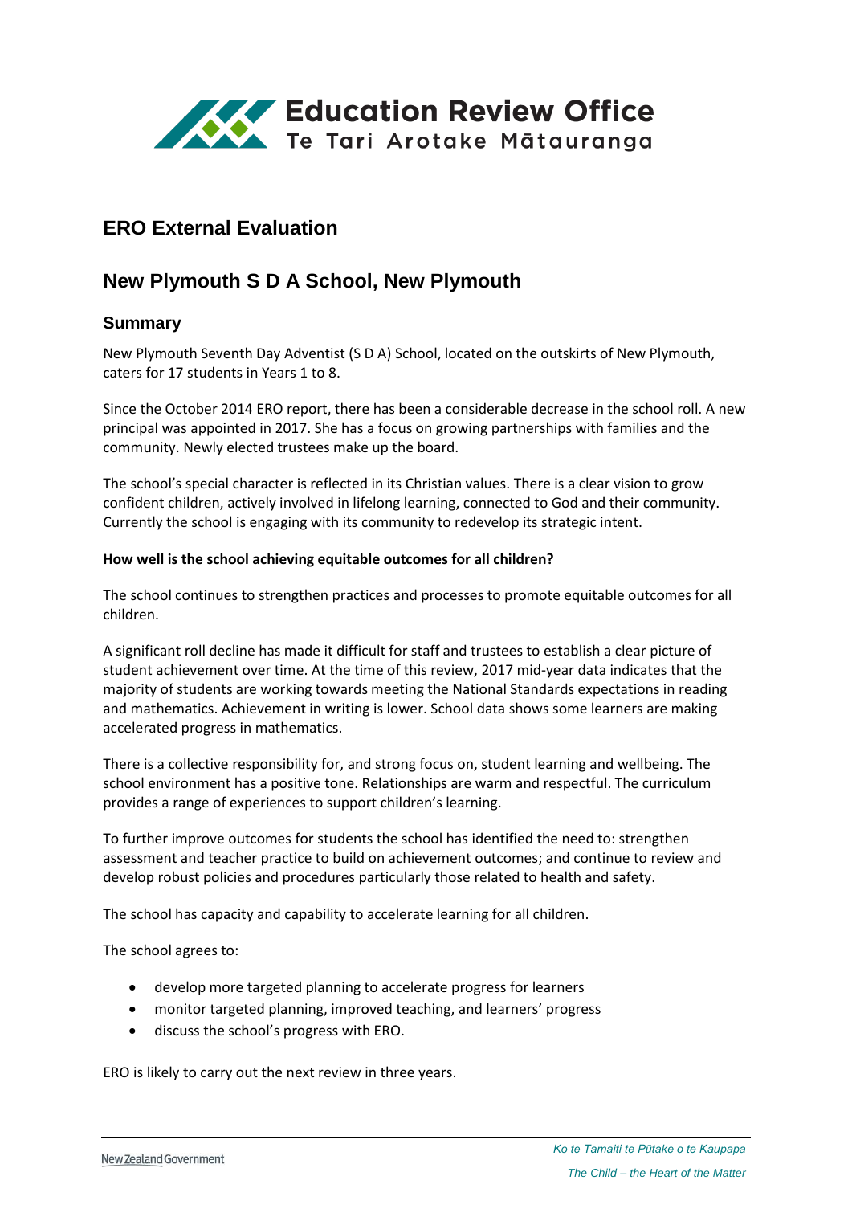Education Review Office
Te Tari Arotake Mātauranga

# ERO External Evaluation

## New Plymouth S D A School, New Plymouth

### Summary

New Plymouth Seventh Day Adventist (S D A) School, located on the outskirts of New Plymouth, caters for 17 students in Years 1 to 8.

Since the October 2014 ERO report, there has been a considerable decrease in the school roll. A new principal was appointed in 2017. She has a focus on growing partnerships with families and the community. Newly elected trustees make up the board.

The school's special character is reflected in its Christian values. There is a clear vision to grow confident children, actively involved in lifelong learning, connected to God and their community. Currently the school is engaging with its community to redevelop its strategic intent.

**How well is the school achieving equitable outcomes for all children?**

The school continues to strengthen practices and processes to promote equitable outcomes for all children.

A significant roll decline has made it difficult for staff and trustees to establish a clear picture of student achievement over time. At the time of this review, 2017 mid-year data indicates that the majority of students are working towards meeting the National Standards expectations in reading and mathematics. Achievement in writing is lower. School data shows some learners are making accelerated progress in mathematics.

There is a collective responsibility for, and strong focus on, student learning and wellbeing. The school environment has a positive tone. Relationships are warm and respectful. The curriculum provides a range of experiences to support children's learning.

To further improve outcomes for students the school has identified the need to: strengthen assessment and teacher practice to build on achievement outcomes; and continue to review and develop robust policies and procedures particularly those related to health and safety.

The school has capacity and capability to accelerate learning for all children.

The school agrees to:

- develop more targeted planning to accelerate progress for learners
- monitor targeted planning, improved teaching, and learners' progress
- discuss the school's progress with ERO.

ERO is likely to carry out the next review in three years.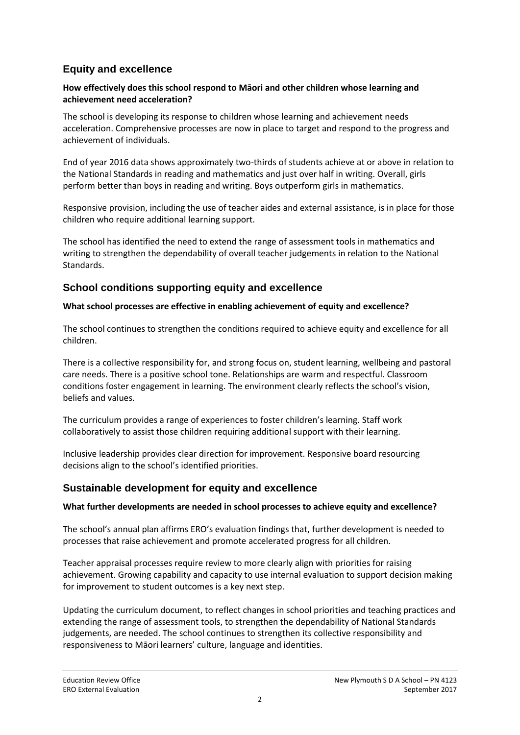## Equity and excellence

**How effectively does this school respond to Māori and other children whose learning and achievement need acceleration?**

The school is developing its response to children whose learning and achievement needs acceleration. Comprehensive processes are now in place to target and respond to the progress and achievement of individuals.

End of year 2016 data shows approximately two-thirds of students achieve at or above in relation to the National Standards in reading and mathematics and just over half in writing. Overall, girls perform better than boys in reading and writing. Boys outperform girls in mathematics.

Responsive provision, including the use of teacher aides and external assistance, is in place for those children who require additional learning support.

The school has identified the need to extend the range of assessment tools in mathematics and writing to strengthen the dependability of overall teacher judgements in relation to the National Standards.

## School conditions supporting equity and excellence

**What school processes are effective in enabling achievement of equity and excellence?**

The school continues to strengthen the conditions required to achieve equity and excellence for all children.

There is a collective responsibility for, and strong focus on, student learning, wellbeing and pastoral care needs. There is a positive school tone. Relationships are warm and respectful. Classroom conditions foster engagement in learning. The environment clearly reflects the school's vision, beliefs and values.

The curriculum provides a range of experiences to foster children's learning. Staff work collaboratively to assist those children requiring additional support with their learning.

Inclusive leadership provides clear direction for improvement. Responsive board resourcing decisions align to the school's identified priorities.

## Sustainable development for equity and excellence

**What further developments are needed in school processes to achieve equity and excellence?**

The school's annual plan affirms ERO's evaluation findings that, further development is needed to processes that raise achievement and promote accelerated progress for all children.

Teacher appraisal processes require review to more clearly align with priorities for raising achievement. Growing capability and capacity to use internal evaluation to support decision making for improvement to student outcomes is a key next step.

Updating the curriculum document, to reflect changes in school priorities and teaching practices and extending the range of assessment tools, to strengthen the dependability of National Standards judgements, are needed. The school continues to strengthen its collective responsibility and responsiveness to Māori learners' culture, language and identities.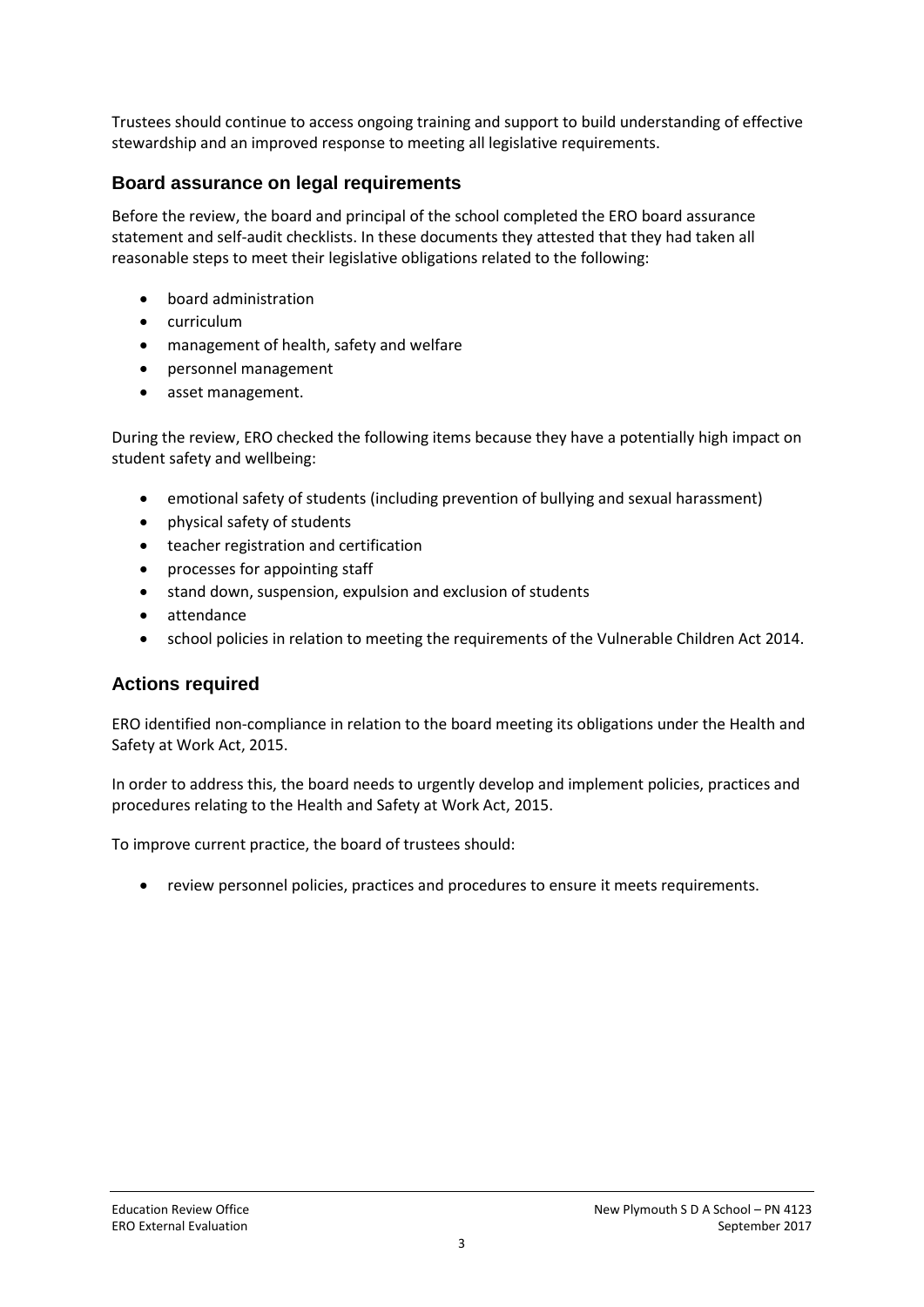Trustees should continue to access ongoing training and support to build understanding of effective stewardship and an improved response to meeting all legislative requirements.

## Board assurance on legal requirements

Before the review, the board and principal of the school completed the ERO board assurance statement and self-audit checklists. In these documents they attested that they had taken all reasonable steps to meet their legislative obligations related to the following:

- board administration
- curriculum
- management of health, safety and welfare
- personnel management
- asset management.

During the review, ERO checked the following items because they have a potentially high impact on student safety and wellbeing:

- emotional safety of students (including prevention of bullying and sexual harassment)
- physical safety of students
- teacher registration and certification
- processes for appointing staff
- stand down, suspension, expulsion and exclusion of students
- attendance
- school policies in relation to meeting the requirements of the Vulnerable Children Act 2014.

## Actions required

ERO identified non-compliance in relation to the board meeting its obligations under the Health and Safety at Work Act, 2015.

In order to address this, the board needs to urgently develop and implement policies, practices and procedures relating to the Health and Safety at Work Act, 2015.

To improve current practice, the board of trustees should:

- review personnel policies, practices and procedures to ensure it meets requirements.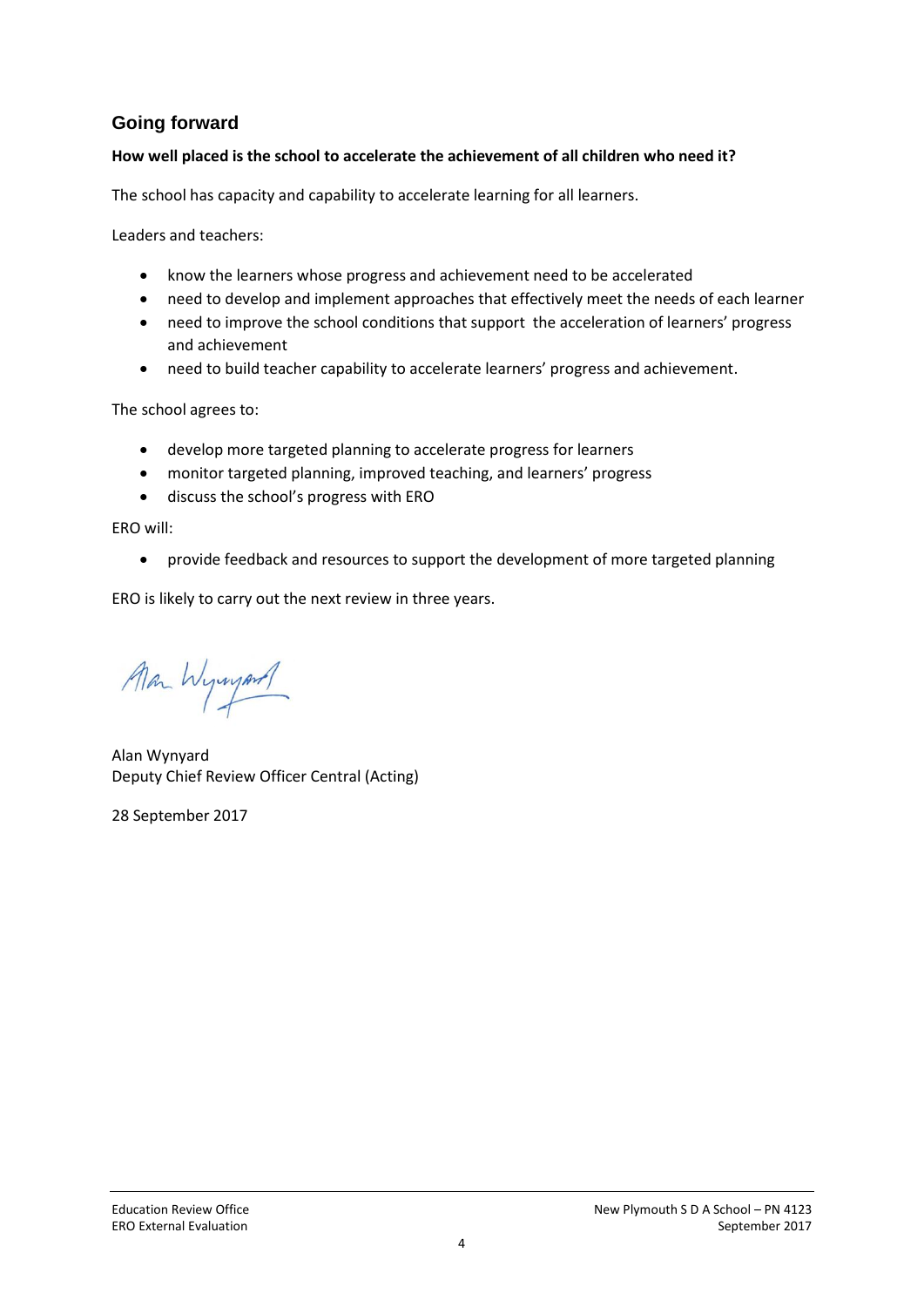## Going forward

**How well placed is the school to accelerate the achievement of all children who need it?**

The school has capacity and capability to accelerate learning for all learners.

Leaders and teachers:

- know the learners whose progress and achievement need to be accelerated
- need to develop and implement approaches that effectively meet the needs of each learner
- need to improve the school conditions that support the acceleration of learners' progress and achievement
- need to build teacher capability to accelerate learners' progress and achievement.

The school agrees to:

- develop more targeted planning to accelerate progress for learners
- monitor targeted planning, improved teaching, and learners' progress
- discuss the school's progress with ERO

ERO will:

- provide feedback and resources to support the development of more targeted planning

ERO is likely to carry out the next review in three years.

Alan Wynyard
Deputy Chief Review Officer Central (Acting)

28 September 2017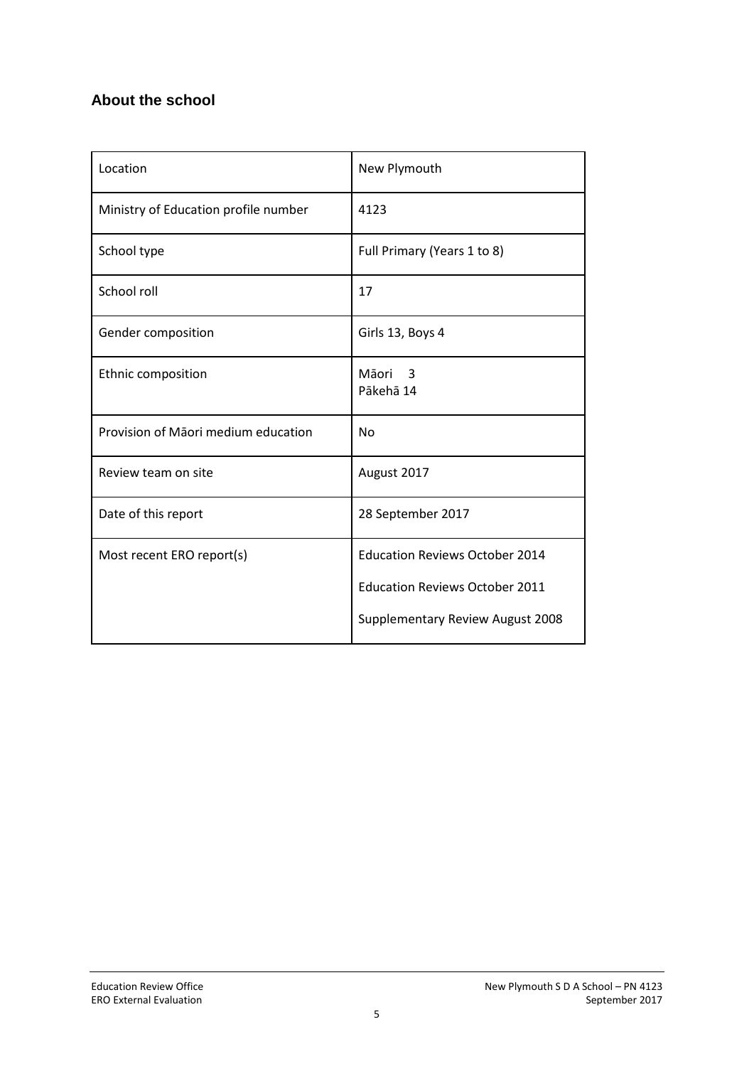## About the school

| | |
|---|---|
| Location | New Plymouth |
| Ministry of Education profile number | 4123 |
| School type | Full Primary (Years 1 to 8) |
| School roll | 17 |
| Gender composition | Girls 13, Boys 4 |
| Ethnic composition | Māori 3<br>Pākehā 14 |
| Provision of Māori medium education | No |
| Review team on site | August 2017 |
| Date of this report | 28 September 2017 |
| Most recent ERO report(s) | Education Reviews October 2014<br>Education Reviews October 2011<br>Supplementary Review August 2008 |